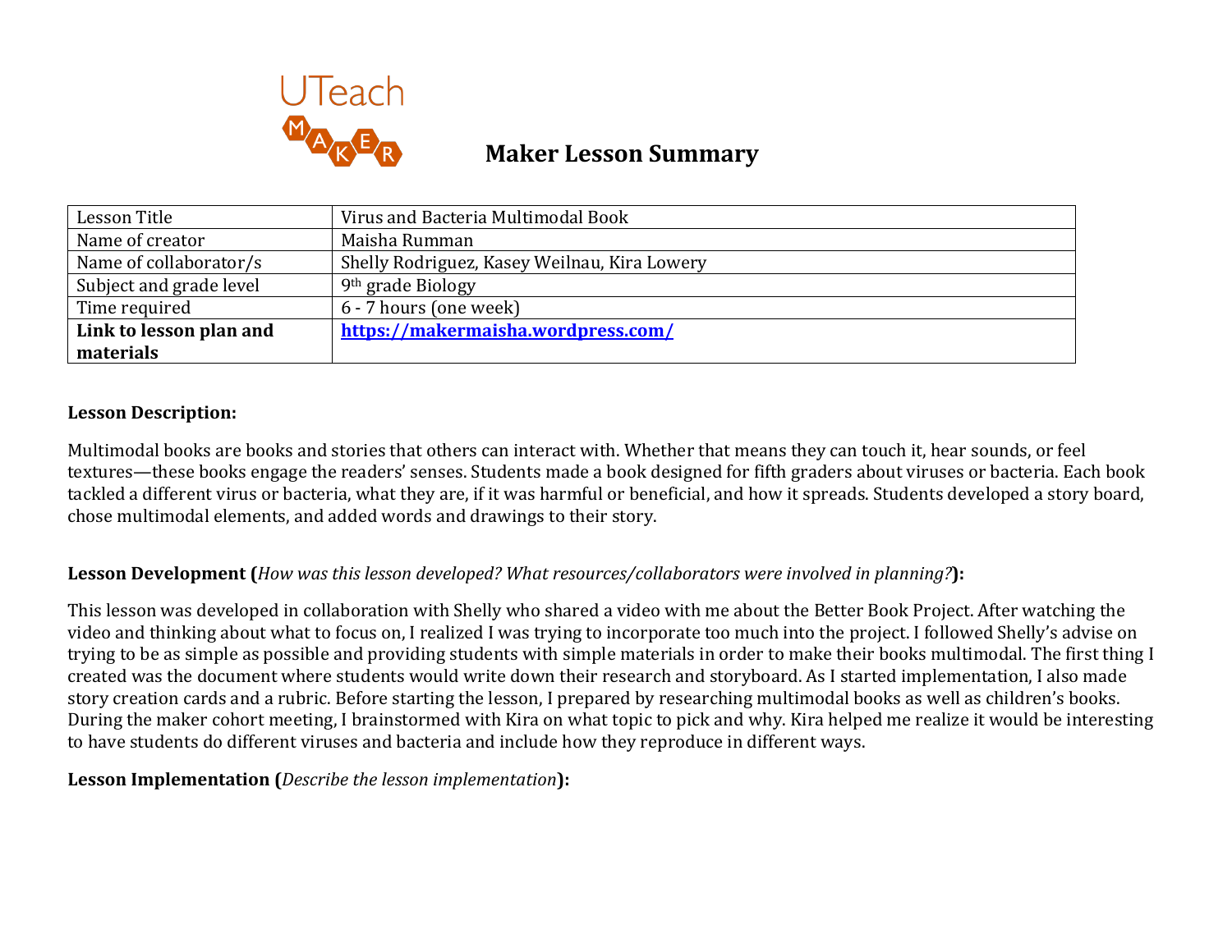# Maker Lesson Summary

| Lesson Title | Virus and Bacteria Multimodal Book |
| --- | --- |
| Name of creator | Maisha Rumman |
| Name of collaborator/s | Shelly Rodriguez, Kasey Weilnau, Kira Lowery |
| Subject and grade level | 9th grade Biology |
| Time required | 6 - 7 hours (one week) |
| **Link to lesson plan and materials** | **https://makermaisha.wordpress.com/** |

**Lesson Description:**

Multimodal books are books and stories that others can interact with. Whether that means they can touch it, hear sounds, or feel textures—these books engage the readers' senses. Students made a book designed for fifth graders about viruses or bacteria. Each book tackled a different virus or bacteria, what they are, if it was harmful or beneficial, and how it spreads. Students developed a story board, chose multimodal elements, and added words and drawings to their story.

**Lesson Development (***How was this lesson developed? What resources/collaborators were involved in planning?***):**

This lesson was developed in collaboration with Shelly who shared a video with me about the Better Book Project. After watching the video and thinking about what to focus on, I realized I was trying to incorporate too much into the project. I followed Shelly's advise on trying to be as simple as possible and providing students with simple materials in order to make their books multimodal. The first thing I created was the document where students would write down their research and storyboard. As I started implementation, I also made story creation cards and a rubric. Before starting the lesson, I prepared by researching multimodal books as well as children's books. During the maker cohort meeting, I brainstormed with Kira on what topic to pick and why. Kira helped me realize it would be interesting to have students do different viruses and bacteria and include how they reproduce in different ways.

**Lesson Implementation (***Describe the lesson implementation***):**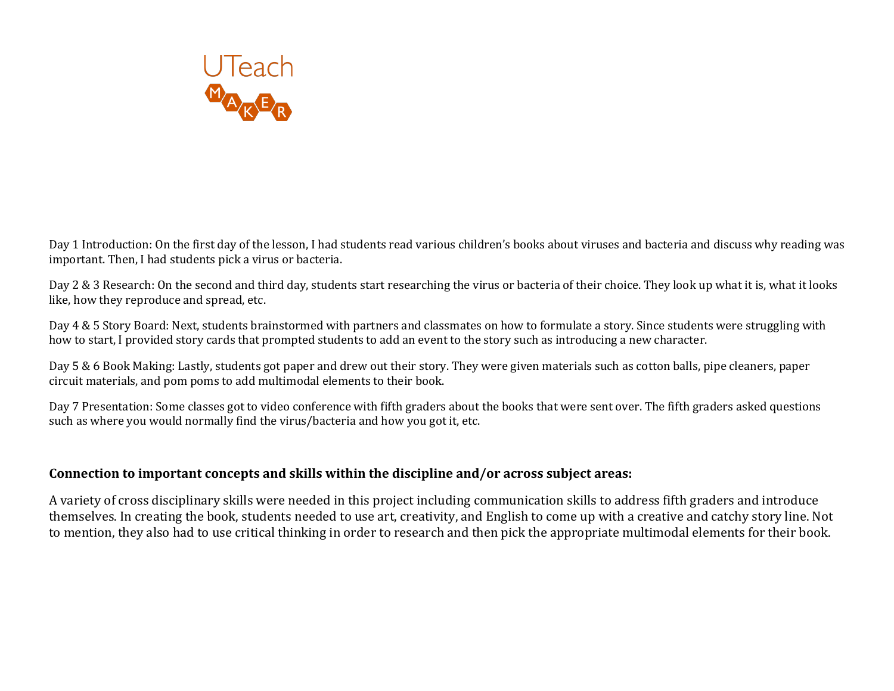Day 1 Introduction: On the first day of the lesson, I had students read various children's books about viruses and bacteria and discuss why reading was important. Then, I had students pick a virus or bacteria.

Day 2 & 3 Research: On the second and third day, students start researching the virus or bacteria of their choice. They look up what it is, what it looks like, how they reproduce and spread, etc.

Day 4 & 5 Story Board: Next, students brainstormed with partners and classmates on how to formulate a story. Since students were struggling with how to start, I provided story cards that prompted students to add an event to the story such as introducing a new character.

Day 5 & 6 Book Making: Lastly, students got paper and drew out their story. They were given materials such as cotton balls, pipe cleaners, paper circuit materials, and pom poms to add multimodal elements to their book.

Day 7 Presentation: Some classes got to video conference with fifth graders about the books that were sent over. The fifth graders asked questions such as where you would normally find the virus/bacteria and how you got it, etc.

**Connection to important concepts and skills within the discipline and/or across subject areas:**

A variety of cross disciplinary skills were needed in this project including communication skills to address fifth graders and introduce themselves. In creating the book, students needed to use art, creativity, and English to come up with a creative and catchy story line. Not to mention, they also had to use critical thinking in order to research and then pick the appropriate multimodal elements for their book.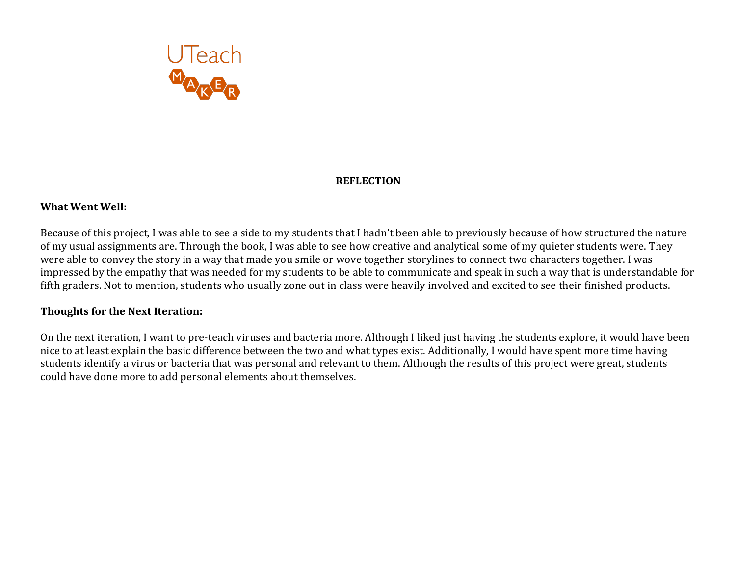UTeach MAKER

## REFLECTION

**What Went Well:**

Because of this project, I was able to see a side to my students that I hadn't been able to previously because of how structured the nature of my usual assignments are. Through the book, I was able to see how creative and analytical some of my quieter students were. They were able to convey the story in a way that made you smile or wove together storylines to connect two characters together. I was impressed by the empathy that was needed for my students to be able to communicate and speak in such a way that is understandable for fifth graders. Not to mention, students who usually zone out in class were heavily involved and excited to see their finished products.

**Thoughts for the Next Iteration:**

On the next iteration, I want to pre-teach viruses and bacteria more. Although I liked just having the students explore, it would have been nice to at least explain the basic difference between the two and what types exist. Additionally, I would have spent more time having students identify a virus or bacteria that was personal and relevant to them. Although the results of this project were great, students could have done more to add personal elements about themselves.